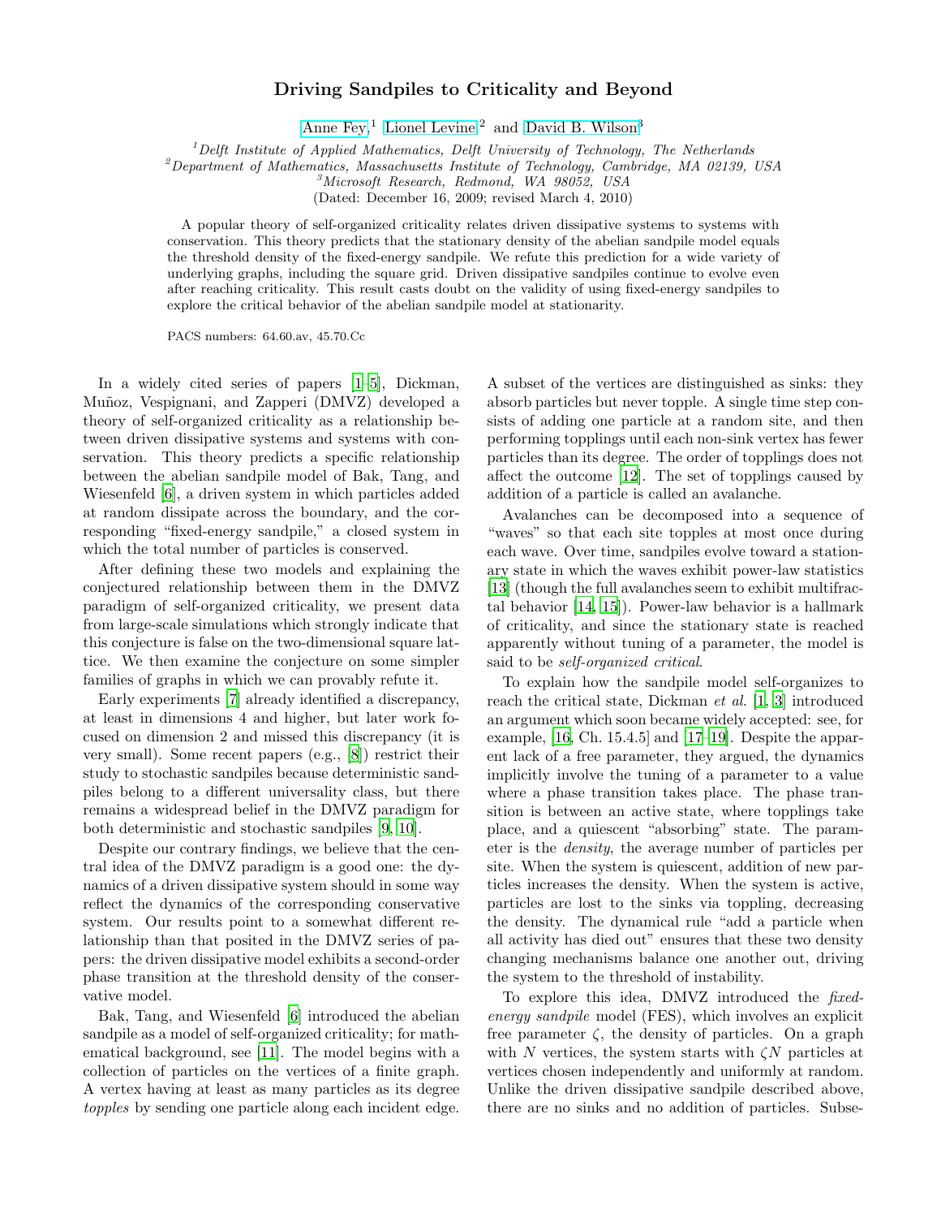# Driving Sandpiles to Criticality and Beyond

Anne Fey,[1] Lionel Levine,[2] and David B. Wilson[3]

[1] *Delft Institute of Applied Mathematics, Delft University of Technology, The Netherlands*
[2] *Department of Mathematics, Massachusetts Institute of Technology, Cambridge, MA 02139, USA*
[3] *Microsoft Research, Redmond, WA 98052, USA*
(Dated: December 16, 2009; revised March 4, 2010)

A popular theory of self-organized criticality relates driven dissipative systems to systems with conservation. This theory predicts that the stationary density of the abelian sandpile model equals the threshold density of the fixed-energy sandpile. We refute this prediction for a wide variety of underlying graphs, including the square grid. Driven dissipative sandpiles continue to evolve even after reaching criticality. This result casts doubt on the validity of using fixed-energy sandpiles to explore the critical behavior of the abelian sandpile model at stationarity.

PACS numbers: 64.60.av, 45.70.Cc

In a widely cited series of papers [1–5], Dickman, Muñoz, Vespignani, and Zapperi (DMVZ) developed a theory of self-organized criticality as a relationship between driven dissipative systems and systems with conservation. This theory predicts a specific relationship between the abelian sandpile model of Bak, Tang, and Wiesenfeld [6], a driven system in which particles added at random dissipate across the boundary, and the corresponding "fixed-energy sandpile," a closed system in which the total number of particles is conserved.

After defining these two models and explaining the conjectured relationship between them in the DMVZ paradigm of self-organized criticality, we present data from large-scale simulations which strongly indicate that this conjecture is false on the two-dimensional square lattice. We then examine the conjecture on some simpler families of graphs in which we can provably refute it.

Early experiments [7] already identified a discrepancy, at least in dimensions 4 and higher, but later work focused on dimension 2 and missed this discrepancy (it is very small). Some recent papers (e.g., [8]) restrict their study to stochastic sandpiles because deterministic sandpiles belong to a different universality class, but there remains a widespread belief in the DMVZ paradigm for both deterministic and stochastic sandpiles [9, 10].

Despite our contrary findings, we believe that the central idea of the DMVZ paradigm is a good one: the dynamics of a driven dissipative system should in some way reflect the dynamics of the corresponding conservative system. Our results point to a somewhat different relationship than that posited in the DMVZ series of papers: the driven dissipative model exhibits a second-order phase transition at the threshold density of the conservative model.

Bak, Tang, and Wiesenfeld [6] introduced the abelian sandpile as a model of self-organized criticality; for mathematical background, see [11]. The model begins with a collection of particles on the vertices of a finite graph. A vertex having at least as many particles as its degree *topples* by sending one particle along each incident edge. A subset of the vertices are distinguished as sinks: they absorb particles but never topple. A single time step consists of adding one particle at a random site, and then performing topplings until each non-sink vertex has fewer particles than its degree. The order of topplings does not affect the outcome [12]. The set of topplings caused by addition of a particle is called an avalanche.

Avalanches can be decomposed into a sequence of "waves" so that each site topples at most once during each wave. Over time, sandpiles evolve toward a stationary state in which the waves exhibit power-law statistics [13] (though the full avalanches seem to exhibit multifractal behavior [14, 15]). Power-law behavior is a hallmark of criticality, and since the stationary state is reached apparently without tuning of a parameter, the model is said to be *self-organized critical*.

To explain how the sandpile model self-organizes to reach the critical state, Dickman *et al.* [1, 3] introduced an argument which soon became widely accepted: see, for example, [16, Ch. 15.4.5] and [17–19]. Despite the apparent lack of a free parameter, they argued, the dynamics implicitly involve the tuning of a parameter to a value where a phase transition takes place. The phase transition is between an active state, where topplings take place, and a quiescent "absorbing" state. The parameter is the *density*, the average number of particles per site. When the system is quiescent, addition of new particles increases the density. When the system is active, particles are lost to the sinks via toppling, decreasing the density. The dynamical rule "add a particle when all activity has died out" ensures that these two density changing mechanisms balance one another out, driving the system to the threshold of instability.

To explore this idea, DMVZ introduced the *fixed-energy sandpile* model (FES), which involves an explicit free parameter $\zeta$, the density of particles. On a graph with $N$ vertices, the system starts with $\zeta N$ particles at vertices chosen independently and uniformly at random. Unlike the driven dissipative sandpile described above, there are no sinks and no addition of particles. Subse-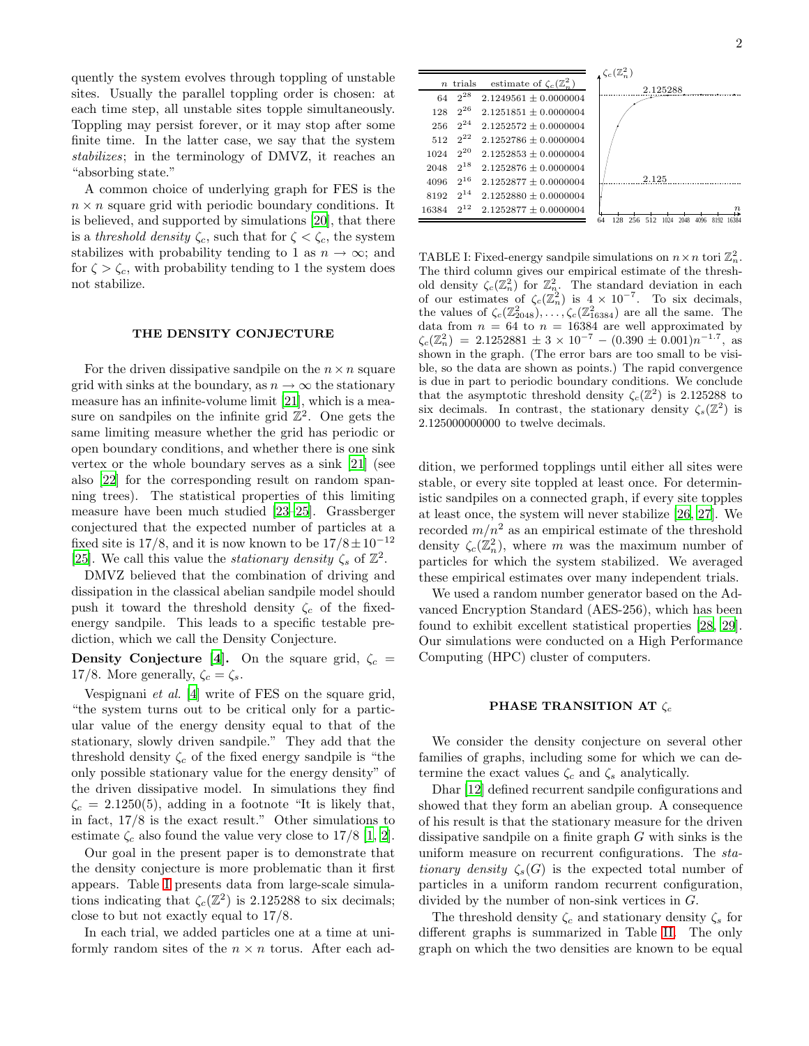quently the system evolves through toppling of unstable sites. Usually the parallel toppling order is chosen: at each time step, all unstable sites topple simultaneously. Toppling may persist forever, or it may stop after some finite time. In the latter case, we say that the system *stabilizes*; in the terminology of DMVZ, it reaches an "absorbing state."

A common choice of underlying graph for FES is the $n \times n$ square grid with periodic boundary conditions. It is believed, and supported by simulations [20], that there is a *threshold density* $\zeta_c$, such that for $\zeta < \zeta_c$, the system stabilizes with probability tending to 1 as $n \to \infty$; and for $\zeta > \zeta_c$, with probability tending to 1 the system does not stabilize.

## THE DENSITY CONJECTURE

For the driven dissipative sandpile on the $n \times n$ square grid with sinks at the boundary, as $n \to \infty$ the stationary measure has an infinite-volume limit [21], which is a measure on sandpiles on the infinite grid $\mathbb{Z}^2$. One gets the same limiting measure whether the grid has periodic or open boundary conditions, and whether there is one sink vertex or the whole boundary serves as a sink [21] (see also [22] for the corresponding result on random spanning trees). The statistical properties of this limiting measure have been much studied [23–25]. Grassberger conjectured that the expected number of particles at a fixed site is 17/8, and it is now known to be $17/8 \pm 10^{-12}$ [25]. We call this value the *stationary density* $\zeta_s$ of $\mathbb{Z}^2$.

DMVZ believed that the combination of driving and dissipation in the classical abelian sandpile model should push it toward the threshold density $\zeta_c$ of the fixed-energy sandpile. This leads to a specific testable prediction, which we call the Density Conjecture.

**Density Conjecture [4].** On the square grid, $\zeta_c = 17/8$. More generally, $\zeta_c = \zeta_s$.

Vespignani *et al.* [4] write of FES on the square grid, "the system turns out to be critical only for a particular value of the energy density equal to that of the stationary, slowly driven sandpile." They add that the threshold density $\zeta_c$ of the fixed energy sandpile is "the only possible stationary value for the energy density" of the driven dissipative model. In simulations they find $\zeta_c = 2.1250(5)$, adding in a footnote "It is likely that, in fact, 17/8 is the exact result." Other simulations to estimate $\zeta_c$ also found the value very close to 17/8 [1, 2].

Our goal in the present paper is to demonstrate that the density conjecture is more problematic than it first appears. Table I presents data from large-scale simulations indicating that $\zeta_c(\mathbb{Z}^2)$ is 2.125288 to six decimals; close to but not exactly equal to 17/8.

In each trial, we added particles one at a time at uniformly random sites of the $n \times n$ torus. After each addition, we performed topplings until either all sites were stable, or every site toppled at least once. For deterministic sandpiles on a connected graph, if every site topples at least once, the system will never stabilize [26, 27]. We recorded $m/n^2$ as an empirical estimate of the threshold density $\zeta_c(\mathbb{Z}_n^2)$, where $m$ was the maximum number of particles for which the system stabilized. We averaged these empirical estimates over many independent trials.

| $n$ | trials | estimate of $\zeta_c(\mathbb{Z}_n^2)$ |
|---|---|---|
| 64 | $2^{28}$ | $2.1249561 \pm 0.0000004$ |
| 128 | $2^{26}$ | $2.1251851 \pm 0.0000004$ |
| 256 | $2^{24}$ | $2.1252572 \pm 0.0000004$ |
| 512 | $2^{22}$ | $2.1252786 \pm 0.0000004$ |
| 1024 | $2^{20}$ | $2.1252853 \pm 0.0000004$ |
| 2048 | $2^{18}$ | $2.1252876 \pm 0.0000004$ |
| 4096 | $2^{16}$ | $2.1252877 \pm 0.0000004$ |
| 8192 | $2^{14}$ | $2.1252880 \pm 0.0000004$ |
| 16384 | $2^{12}$ | $2.1252877 \pm 0.0000004$ |

TABLE I: Fixed-energy sandpile simulations on $n \times n$ tori $\mathbb{Z}_n^2$. The third column gives our empirical estimate of the threshold density $\zeta_c(\mathbb{Z}_n^2)$ for $\mathbb{Z}_n^2$. The standard deviation in each of our estimates of $\zeta_c(\mathbb{Z}_n^2)$ is $4 \times 10^{-7}$. To six decimals, the values of $\zeta_c(\mathbb{Z}_{2048}^2), \ldots, \zeta_c(\mathbb{Z}_{16384}^2)$ are all the same. The data from $n = 64$ to $n = 16384$ are well approximated by $\zeta_c(\mathbb{Z}_n^2) = 2.1252881 \pm 3 \times 10^{-7} - (0.390 \pm 0.001)n^{-1.7}$, as shown in the graph. (The error bars are too small to be visible, so the data are shown as points.) The rapid convergence is due in part to periodic boundary conditions. We conclude that the asymptotic threshold density $\zeta_c(\mathbb{Z}^2)$ is 2.125288 to six decimals. In contrast, the stationary density $\zeta_s(\mathbb{Z}^2)$ is 2.125000000000 to twelve decimals.

We used a random number generator based on the Advanced Encryption Standard (AES-256), which has been found to exhibit excellent statistical properties [28, 29]. Our simulations were conducted on a High Performance Computing (HPC) cluster of computers.

## PHASE TRANSITION AT $\zeta_c$

We consider the density conjecture on several other families of graphs, including some for which we can determine the exact values $\zeta_c$ and $\zeta_s$ analytically.

Dhar [12] defined recurrent sandpile configurations and showed that they form an abelian group. A consequence of his result is that the stationary measure for the driven dissipative sandpile on a finite graph $G$ with sinks is the uniform measure on recurrent configurations. The *stationary density* $\zeta_s(G)$ is the expected total number of particles in a uniform random recurrent configuration, divided by the number of non-sink vertices in $G$.

The threshold density $\zeta_c$ and stationary density $\zeta_s$ for different graphs is summarized in Table III. The only graph on which the two densities are known to be equal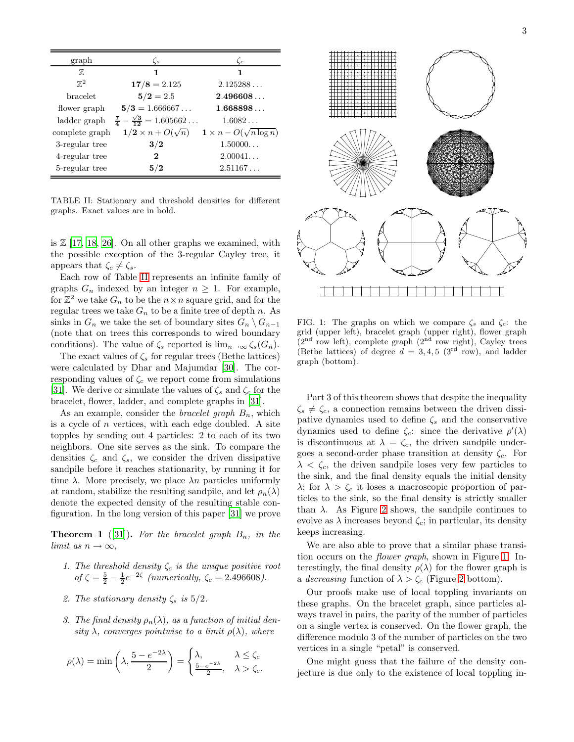| graph | $\zeta_s$ | $\zeta_c$ |
|---|---|---|
| $\mathbb{Z}$ | $\mathbf{1}$ | $\mathbf{1}$ |
| $\mathbb{Z}^2$ | $\mathbf{17/8} = 2.125$ | $2.125288\ldots$ |
| bracelet | $\mathbf{5/2} = 2.5$ | $\mathbf{2.496608}\ldots$ |
| flower graph | $\mathbf{5/3} = 1.666667\ldots$ | $\mathbf{1.668898}\ldots$ |
| ladder graph | $\frac{\mathbf{7}}{\mathbf{4}} - \frac{\sqrt{\mathbf{3}}}{\mathbf{12}} = 1.605662\ldots$ | $1.6082\ldots$ |
| complete graph | $\mathbf{1/2} \times n + O(\sqrt{n})$ | $\mathbf{1} \times n - O(\sqrt{n \log n})$ |
| 3-regular tree | $\mathbf{3/2}$ | $1.50000\ldots$ |
| 4-regular tree | $\mathbf{2}$ | $2.00041\ldots$ |
| 5-regular tree | $\mathbf{5/2}$ | $2.51167\ldots$ |

TABLE II: Stationary and threshold densities for different graphs. Exact values are in bold.

is $\mathbb{Z}$ [17, 18, 26]. On all other graphs we examined, with the possible exception of the 3-regular Cayley tree, it appears that $\zeta_c \neq \zeta_s$.

Each row of Table II represents an infinite family of graphs $G_n$ indexed by an integer $n \geq 1$. For example, for $\mathbb{Z}^2$ we take $G_n$ to be the $n \times n$ square grid, and for the regular trees we take $G_n$ to be a finite tree of depth $n$. As sinks in $G_n$ we take the set of boundary sites $G_n \setminus G_{n-1}$ (note that on trees this corresponds to wired boundary conditions). The value of $\zeta_s$ reported is $\lim_{n\to\infty} \zeta_s(G_n)$.

The exact values of $\zeta_s$ for regular trees (Bethe lattices) were calculated by Dhar and Majumdar [30]. The corresponding values of $\zeta_c$ we report come from simulations [31]. We derive or simulate the values of $\zeta_s$ and $\zeta_c$ for the bracelet, flower, ladder, and complete graphs in [31].

As an example, consider the *bracelet graph* $B_n$, which is a cycle of $n$ vertices, with each edge doubled. A site topples by sending out 4 particles: 2 to each of its two neighbors. One site serves as the sink. To compare the densities $\zeta_c$ and $\zeta_s$, we consider the driven dissipative sandpile before it reaches stationarity, by running it for time $\lambda$. More precisely, we place $\lambda n$ particles uniformly at random, stabilize the resulting sandpile, and let $\rho_n(\lambda)$ denote the expected density of the resulting stable configuration. In the long version of this paper [31] we prove

**Theorem 1** ([31]). *For the bracelet graph $B_n$, in the limit as $n \to \infty$,*

1. *The threshold density $\zeta_c$ is the unique positive root of $\zeta = \frac{5}{2} - \frac{1}{2}e^{-2\zeta}$ (numerically, $\zeta_c = 2.496608$).*
2. *The stationary density $\zeta_s$ is $5/2$.*
3. *The final density $\rho_n(\lambda)$, as a function of initial density $\lambda$, converges pointwise to a limit $\rho(\lambda)$, where*

$$\rho(\lambda) = \min\left(\lambda, \frac{5 - e^{-2\lambda}}{2}\right) = \begin{cases} \lambda, & \lambda \leq \zeta_c \\ \frac{5-e^{-2\lambda}}{2}, & \lambda > \zeta_c. \end{cases}$$

FIG. 1: The graphs on which we compare $\zeta_s$ and $\zeta_c$: the grid (upper left), bracelet graph (upper right), flower graph (2nd row left), complete graph (2nd row right), Cayley trees (Bethe lattices) of degree $d = 3, 4, 5$ (3rd row), and ladder graph (bottom).

Part 3 of this theorem shows that despite the inequality $\zeta_s \neq \zeta_c$, a connection remains between the driven dissipative dynamics used to define $\zeta_s$ and the conservative dynamics used to define $\zeta_c$: since the derivative $\rho'(\lambda)$ is discontinuous at $\lambda = \zeta_c$, the driven sandpile undergoes a second-order phase transition at density $\zeta_c$. For $\lambda < \zeta_c$, the driven sandpile loses very few particles to the sink, and the final density equals the initial density $\lambda$; for $\lambda > \zeta_c$ it loses a macroscopic proportion of particles to the sink, so the final density is strictly smaller than $\lambda$. As Figure 2 shows, the sandpile continues to evolve as $\lambda$ increases beyond $\zeta_c$; in particular, its density keeps increasing.

We are also able to prove that a similar phase transition occurs on the *flower graph*, shown in Figure 1. Interestingly, the final density $\rho(\lambda)$ for the flower graph is a *decreasing* function of $\lambda > \zeta_c$ (Figure 2 bottom).

Our proofs make use of local toppling invariants on these graphs. On the bracelet graph, since particles always travel in pairs, the parity of the number of particles on a single vertex is conserved. On the flower graph, the difference modulo 3 of the number of particles on the two vertices in a single "petal" is conserved.

One might guess that the failure of the density conjecture is due only to the existence of local toppling in-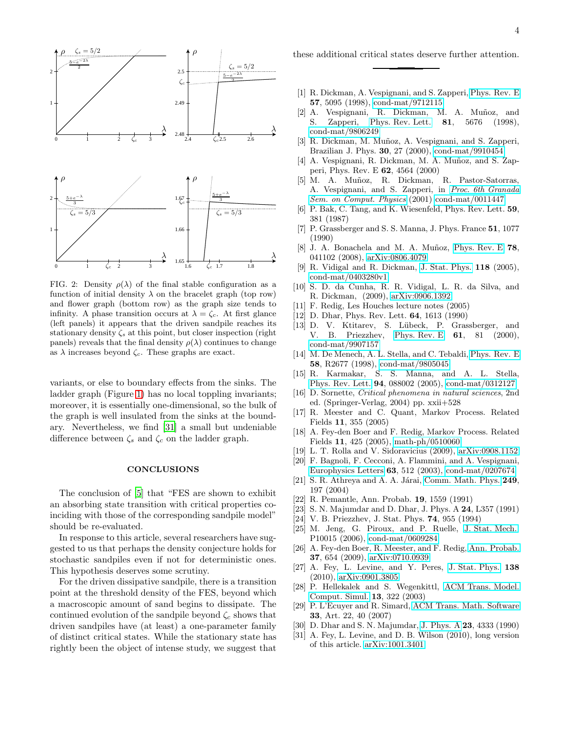$\rho$ $\zeta_s = 5/2$

$\frac{5-e^{-2\lambda}}{2}$

2

1

0 1 2 $\zeta_c$ 3 $\lambda$

$\rho$

2.5 $\zeta_s = 5/2$

$\zeta_c$ $\frac{5-e^{-2\lambda}}{2}$

2.49

2.48

2.4 $\zeta_c$ 2.5 2.6 $\lambda$

$\rho$

2 $\frac{5+e^{-\lambda}}{3}$

$\zeta_s = 5/3$

1

0 1 $\zeta_c$ 2 3 $\lambda$

$\rho$

1.67 $\zeta_c$ $\frac{5+e^{-\lambda}}{3}$

$\zeta_s = 5/3$

1.66

1.65

1.6 $\zeta_c$ 1.7 1.8 $\lambda$

FIG. 2: Density $\rho(\lambda)$ of the final stable configuration as a function of initial density $\lambda$ on the bracelet graph (top row) and flower graph (bottom row) as the graph size tends to infinity. A phase transition occurs at $\lambda = \zeta_c$. At first glance (left panels) it appears that the driven sandpile reaches its stationary density $\zeta_s$ at this point, but closer inspection (right panels) reveals that the final density $\rho(\lambda)$ continues to change as $\lambda$ increases beyond $\zeta_c$. These graphs are exact.

variants, or else to boundary effects from the sinks. The ladder graph (Figure 1) has no local toppling invariants; moreover, it is essentially one-dimensional, so the bulk of the graph is well insulated from the sinks at the boundary. Nevertheless, we find [31] a small but undeniable difference between $\zeta_s$ and $\zeta_c$ on the ladder graph.

## CONCLUSIONS

The conclusion of [5] that "FES are shown to exhibit an absorbing state transition with critical properties coinciding with those of the corresponding sandpile model" should be re-evaluated.

In response to this article, several researchers have suggested to us that perhaps the density conjecture holds for stochastic sandpiles even if not for deterministic ones. This hypothesis deserves some scrutiny.

For the driven dissipative sandpile, there is a transition point at the threshold density of the FES, beyond which a macroscopic amount of sand begins to dissipate. The continued evolution of the sandpile beyond $\zeta_c$ shows that driven sandpiles have (at least) a one-parameter family of distinct critical states. While the stationary state has rightly been the object of intense study, we suggest that these additional critical states deserve further attention.

---

[1] R. Dickman, A. Vespignani, and S. Zapperi, Phys. Rev. E **57**, 5095 (1998), cond-mat/9712115.

[2] A. Vespignani, R. Dickman, M. A. Muñoz, and S. Zapperi, Phys. Rev. Lett. **81**, 5676 (1998), cond-mat/9806249.

[3] R. Dickman, M. Muñoz, A. Vespignani, and S. Zapperi, Brazilian J. Phys. **30**, 27 (2000), cond-mat/9910454.

[4] A. Vespignani, R. Dickman, M. A. Muñoz, and S. Zapperi, Phys. Rev. E **62**, 4564 (2000).

[5] M. A. Muñoz, R. Dickman, R. Pastor-Satorras, A. Vespignani, and S. Zapperi, in *Proc. 6th Granada Sem. on Comput. Physics* (2001), cond-mat/0011447.

[6] P. Bak, C. Tang, and K. Wiesenfeld, Phys. Rev. Lett. **59**, 381 (1987).

[7] P. Grassberger and S. S. Manna, J. Phys. France **51**, 1077 (1990).

[8] J. A. Bonachela and M. A. Muñoz, Phys. Rev. E **78**, 041102 (2008), arXiv:0806.4079.

[9] R. Vidigal and R. Dickman, J. Stat. Phys. **118** (2005), cond-mat/0403280v1.

[10] S. D. da Cunha, R. R. Vidigal, L. R. da Silva, and R. Dickman, (2009), arXiv:0906.1392.

[11] F. Redig, Les Houches lecture notes (2005).

[12] D. Dhar, Phys. Rev. Lett. **64**, 1613 (1990).

[13] D. V. Ktitarev, S. Lübeck, P. Grassberger, and V. B. Priezzhev, Phys. Rev. E **61**, 81 (2000), cond-mat/9907157.

[14] M. De Menech, A. L. Stella, and C. Tebaldi, Phys. Rev. E **58**, R2677 (1998), cond-mat/9805045.

[15] R. Karmakar, S. S. Manna, and A. L. Stella, Phys. Rev. Lett. **94**, 088002 (2005), cond-mat/0312127.

[16] D. Sornette, *Critical phenomena in natural sciences*, 2nd ed. (Springer-Verlag, 2004) pp. xxii+528.

[17] R. Meester and C. Quant, Markov Process. Related Fields **11**, 355 (2005).

[18] A. Fey-den Boer and F. Redig, Markov Process. Related Fields **11**, 425 (2005), math-ph/0510060.

[19] L. T. Rolla and V. Sidoravicius (2009), arXiv:0908.1152.

[20] F. Bagnoli, F. Cecconi, A. Flammini, and A. Vespignani, Europhysics Letters **63**, 512 (2003), cond-mat/0207674.

[21] S. R. Athreya and A. A. Járai, Comm. Math. Phys. **249**, 197 (2004).

[22] R. Pemantle, Ann. Probab. **19**, 1559 (1991).

[23] S. N. Majumdar and D. Dhar, J. Phys. A **24**, L357 (1991).

[24] V. B. Priezzhev, J. Stat. Phys. **74**, 955 (1994).

[25] M. Jeng, G. Piroux, and P. Ruelle, J. Stat. Mech. P10015 (2006), cond-mat/0609284.

[26] A. Fey-den Boer, R. Meester, and F. Redig, Ann. Probab. **37**, 654 (2009), arXiv:0710.0939.

[27] A. Fey, L. Levine, and Y. Peres, J. Stat. Phys. **138** (2010), arXiv:0901.3805.

[28] P. Hellekalek and S. Wegenkittl, ACM Trans. Model. Comput. Simul. **13**, 322 (2003).

[29] P. L'Ecuyer and R. Simard, ACM Trans. Math. Software **33**, Art. 22, 40 (2007).

[30] D. Dhar and S. N. Majumdar, J. Phys. A **23**, 4333 (1990).

[31] A. Fey, L. Levine, and D. B. Wilson (2010), long version of this article. arXiv:1001.3401.